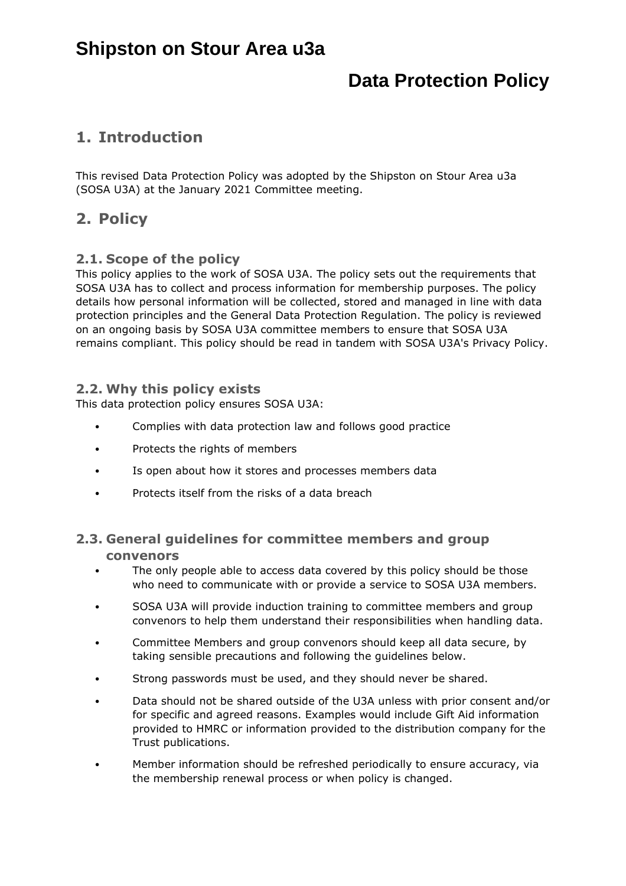# Shipston on Stour Area u3a

# Data Protection Policy

## 1. Introduction

This revised Data Protection Policy was adopted by the Shipston on Stour Area u3a (SOSA U3A) at the January 2021 Committee meeting.

## 2. Policy

### 2.1. Scope of the policy

This policy applies to the work of SOSA U3A. The policy sets out the requirements that SOSA U3A has to collect and process information for membership purposes. The policy details how personal information will be collected, stored and managed in line with data protection principles and the General Data Protection Regulation. The policy is reviewed on an ongoing basis by SOSA U3A committee members to ensure that SOSA U3A remains compliant. This policy should be read in tandem with SOSA U3A's Privacy Policy.

### 2.2. Why this policy exists

This data protection policy ensures SOSA U3A:

- Complies with data protection law and follows good practice
- Protects the rights of members
- Is open about how it stores and processes members data
- Protects itself from the risks of a data breach

### 2.3. General guidelines for committee members and group convenors

- The only people able to access data covered by this policy should be those who need to communicate with or provide a service to SOSA U3A members.
- SOSA U3A will provide induction training to committee members and group convenors to help them understand their responsibilities when handling data.
- Committee Members and group convenors should keep all data secure, by taking sensible precautions and following the guidelines below.
- Strong passwords must be used, and they should never be shared.
- Data should not be shared outside of the U3A unless with prior consent and/or for specific and agreed reasons. Examples would include Gift Aid information provided to HMRC or information provided to the distribution company for the Trust publications.
- Member information should be refreshed periodically to ensure accuracy, via the membership renewal process or when policy is changed.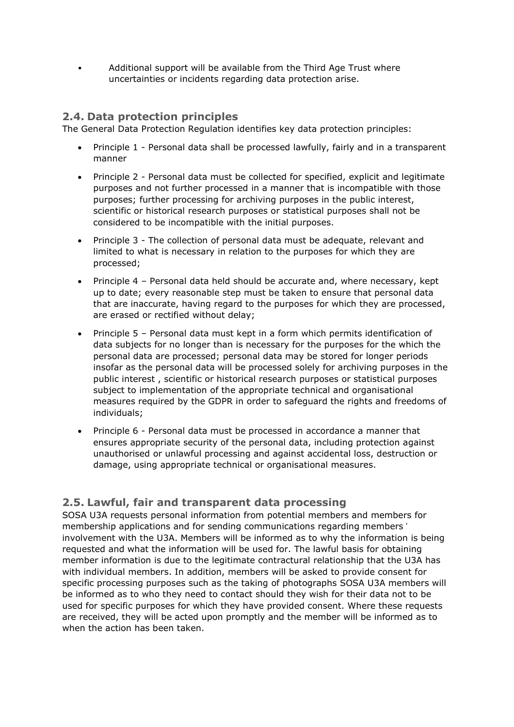- Additional support will be available from the Third Age Trust where uncertainties or incidents regarding data protection arise.

## 2.4. Data protection principles

The General Data Protection Regulation identifies key data protection principles:

- Principle 1 - Personal data shall be processed lawfully, fairly and in a transparent manner
- Principle 2 - Personal data must be collected for specified, explicit and legitimate purposes and not further processed in a manner that is incompatible with those purposes; further processing for archiving purposes in the public interest, scientific or historical research purposes or statistical purposes shall not be considered to be incompatible with the initial purposes.
- Principle 3 - The collection of personal data must be adequate, relevant and limited to what is necessary in relation to the purposes for which they are processed;
- Principle 4 – Personal data held should be accurate and, where necessary, kept up to date; every reasonable step must be taken to ensure that personal data that are inaccurate, having regard to the purposes for which they are processed, are erased or rectified without delay;
- Principle 5 – Personal data must kept in a form which permits identification of data subjects for no longer than is necessary for the purposes for the which the personal data are processed; personal data may be stored for longer periods insofar as the personal data will be processed solely for archiving purposes in the public interest , scientific or historical research purposes or statistical purposes subject to implementation of the appropriate technical and organisational measures required by the GDPR in order to safeguard the rights and freedoms of individuals;
- Principle 6 - Personal data must be processed in accordance a manner that ensures appropriate security of the personal data, including protection against unauthorised or unlawful processing and against accidental loss, destruction or damage, using appropriate technical or organisational measures.

## 2.5. Lawful, fair and transparent data processing

SOSA U3A requests personal information from potential members and members for membership applications and for sending communications regarding members' involvement with the U3A. Members will be informed as to why the information is being requested and what the information will be used for. The lawful basis for obtaining member information is due to the legitimate contractural relationship that the U3A has with individual members. In addition, members will be asked to provide consent for specific processing purposes such as the taking of photographs SOSA U3A members will be informed as to who they need to contact should they wish for their data not to be used for specific purposes for which they have provided consent. Where these requests are received, they will be acted upon promptly and the member will be informed as to when the action has been taken.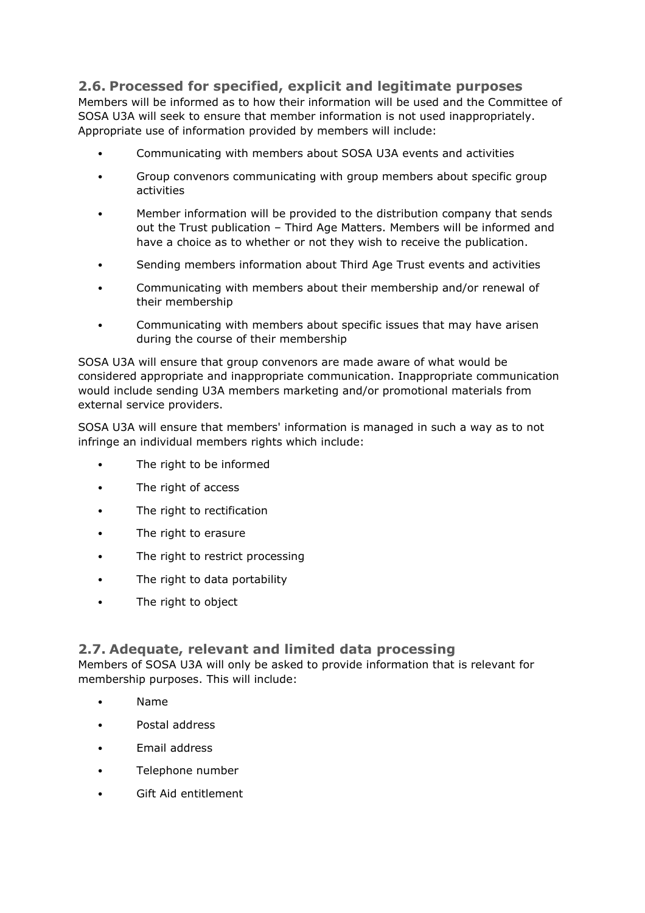## 2.6. Processed for specified, explicit and legitimate purposes

Members will be informed as to how their information will be used and the Committee of SOSA U3A will seek to ensure that member information is not used inappropriately. Appropriate use of information provided by members will include:

- Communicating with members about SOSA U3A events and activities
- Group convenors communicating with group members about specific group activities
- Member information will be provided to the distribution company that sends out the Trust publication – Third Age Matters. Members will be informed and have a choice as to whether or not they wish to receive the publication.
- Sending members information about Third Age Trust events and activities
- Communicating with members about their membership and/or renewal of their membership
- Communicating with members about specific issues that may have arisen during the course of their membership

SOSA U3A will ensure that group convenors are made aware of what would be considered appropriate and inappropriate communication. Inappropriate communication would include sending U3A members marketing and/or promotional materials from external service providers.

SOSA U3A will ensure that members' information is managed in such a way as to not infringe an individual members rights which include:

- The right to be informed
- The right of access
- The right to rectification
- The right to erasure
- The right to restrict processing
- The right to data portability
- The right to object

## 2.7. Adequate, relevant and limited data processing

Members of SOSA U3A will only be asked to provide information that is relevant for membership purposes. This will include:

- Name
- Postal address
- Email address
- Telephone number
- Gift Aid entitlement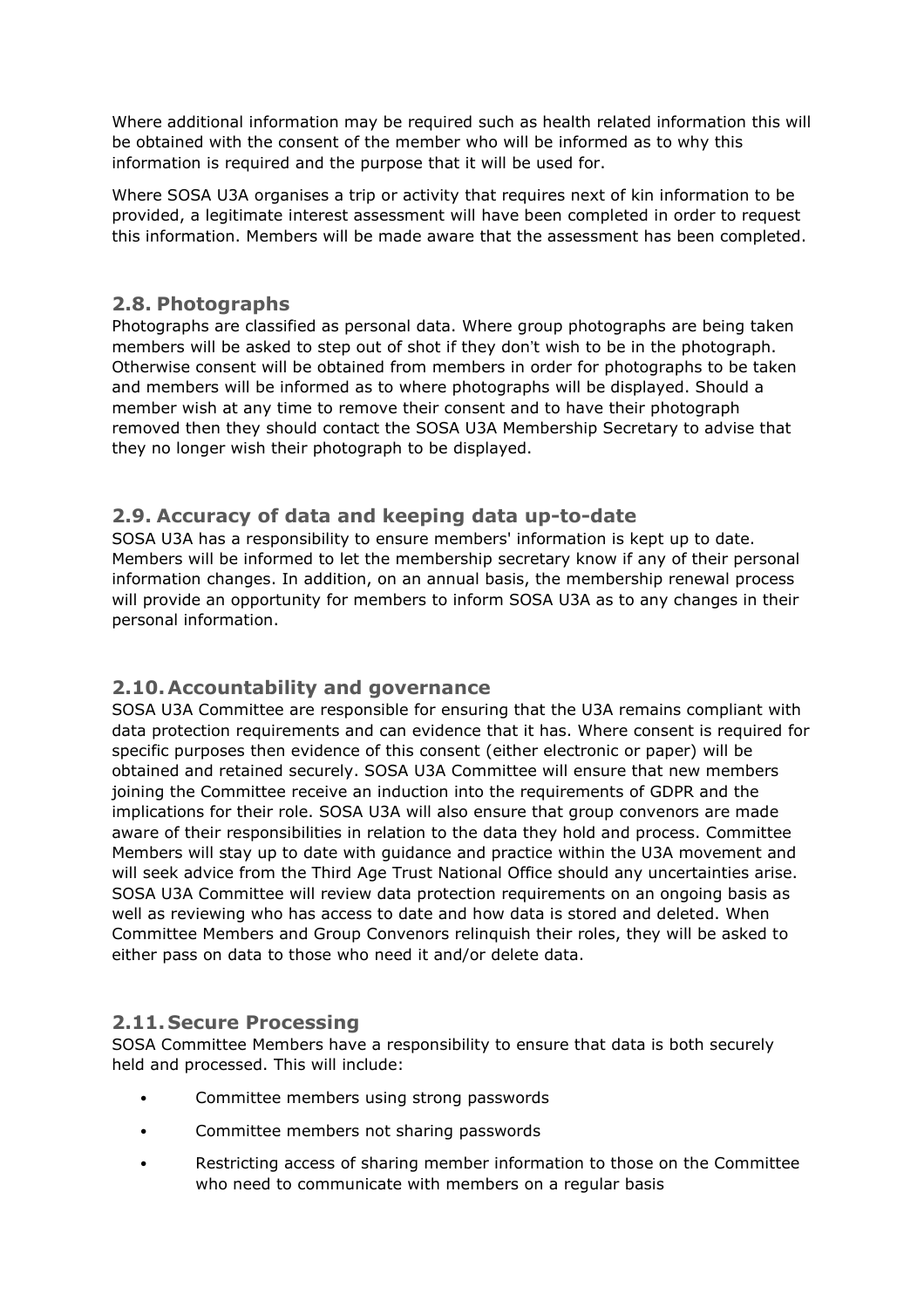Where additional information may be required such as health related information this will be obtained with the consent of the member who will be informed as to why this information is required and the purpose that it will be used for.

Where SOSA U3A organises a trip or activity that requires next of kin information to be provided, a legitimate interest assessment will have been completed in order to request this information. Members will be made aware that the assessment has been completed.

## 2.8. Photographs

Photographs are classified as personal data. Where group photographs are being taken members will be asked to step out of shot if they don't wish to be in the photograph. Otherwise consent will be obtained from members in order for photographs to be taken and members will be informed as to where photographs will be displayed. Should a member wish at any time to remove their consent and to have their photograph removed then they should contact the SOSA U3A Membership Secretary to advise that they no longer wish their photograph to be displayed.

## 2.9. Accuracy of data and keeping data up-to-date

SOSA U3A has a responsibility to ensure members' information is kept up to date. Members will be informed to let the membership secretary know if any of their personal information changes. In addition, on an annual basis, the membership renewal process will provide an opportunity for members to inform SOSA U3A as to any changes in their personal information.

## 2.10. Accountability and governance

SOSA U3A Committee are responsible for ensuring that the U3A remains compliant with data protection requirements and can evidence that it has. Where consent is required for specific purposes then evidence of this consent (either electronic or paper) will be obtained and retained securely. SOSA U3A Committee will ensure that new members joining the Committee receive an induction into the requirements of GDPR and the implications for their role. SOSA U3A will also ensure that group convenors are made aware of their responsibilities in relation to the data they hold and process. Committee Members will stay up to date with guidance and practice within the U3A movement and will seek advice from the Third Age Trust National Office should any uncertainties arise. SOSA U3A Committee will review data protection requirements on an ongoing basis as well as reviewing who has access to date and how data is stored and deleted. When Committee Members and Group Convenors relinquish their roles, they will be asked to either pass on data to those who need it and/or delete data.

## 2.11. Secure Processing

SOSA Committee Members have a responsibility to ensure that data is both securely held and processed. This will include:

- Committee members using strong passwords
- Committee members not sharing passwords
- Restricting access of sharing member information to those on the Committee who need to communicate with members on a regular basis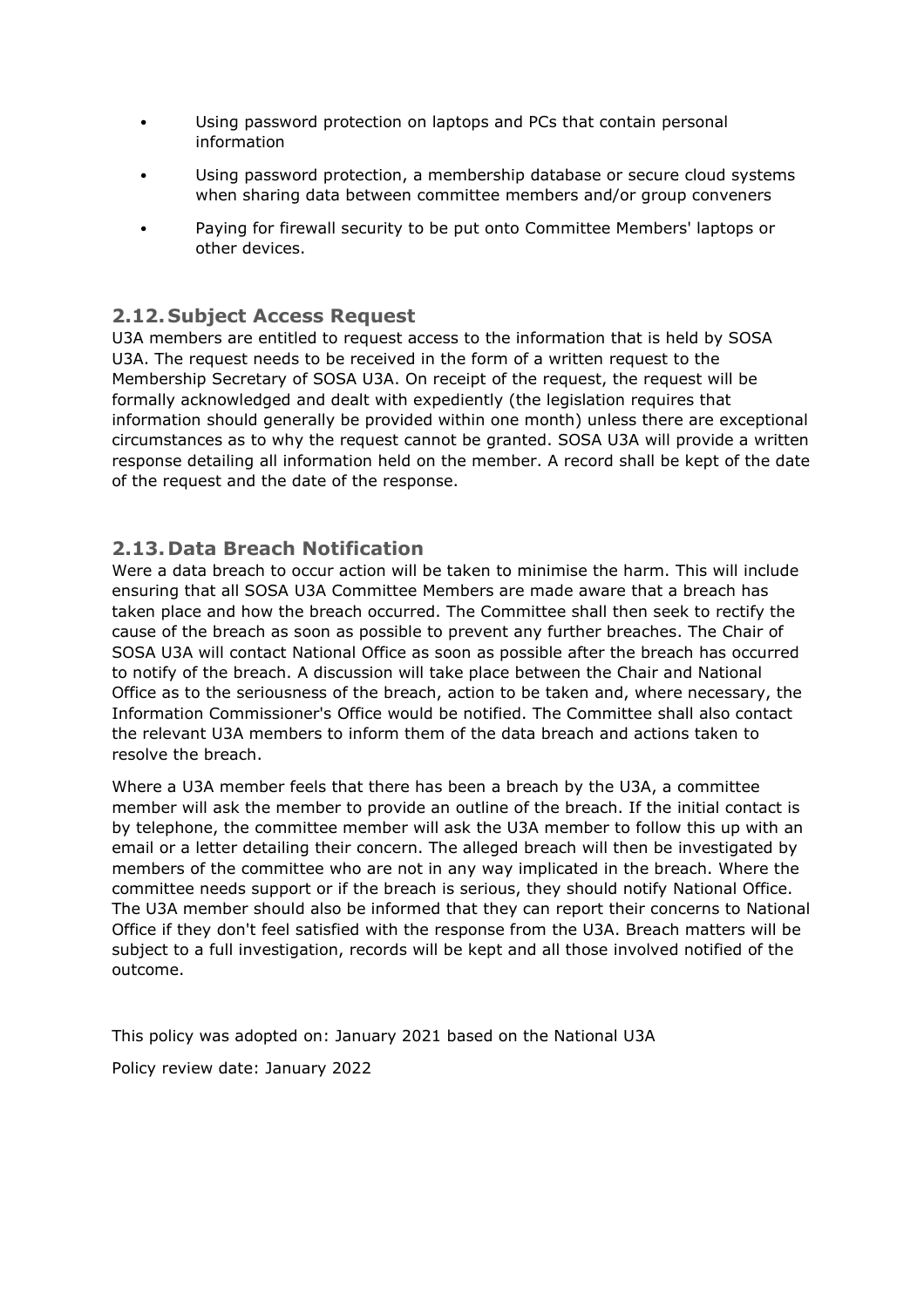- Using password protection on laptops and PCs that contain personal information
- Using password protection, a membership database or secure cloud systems when sharing data between committee members and/or group conveners
- Paying for firewall security to be put onto Committee Members' laptops or other devices.

## 2.12. Subject Access Request

U3A members are entitled to request access to the information that is held by SOSA U3A. The request needs to be received in the form of a written request to the Membership Secretary of SOSA U3A. On receipt of the request, the request will be formally acknowledged and dealt with expediently (the legislation requires that information should generally be provided within one month) unless there are exceptional circumstances as to why the request cannot be granted. SOSA U3A will provide a written response detailing all information held on the member. A record shall be kept of the date of the request and the date of the response.

## 2.13. Data Breach Notification

Were a data breach to occur action will be taken to minimise the harm. This will include ensuring that all SOSA U3A Committee Members are made aware that a breach has taken place and how the breach occurred. The Committee shall then seek to rectify the cause of the breach as soon as possible to prevent any further breaches. The Chair of SOSA U3A will contact National Office as soon as possible after the breach has occurred to notify of the breach. A discussion will take place between the Chair and National Office as to the seriousness of the breach, action to be taken and, where necessary, the Information Commissioner's Office would be notified. The Committee shall also contact the relevant U3A members to inform them of the data breach and actions taken to resolve the breach.

Where a U3A member feels that there has been a breach by the U3A, a committee member will ask the member to provide an outline of the breach. If the initial contact is by telephone, the committee member will ask the U3A member to follow this up with an email or a letter detailing their concern. The alleged breach will then be investigated by members of the committee who are not in any way implicated in the breach. Where the committee needs support or if the breach is serious, they should notify National Office. The U3A member should also be informed that they can report their concerns to National Office if they don't feel satisfied with the response from the U3A. Breach matters will be subject to a full investigation, records will be kept and all those involved notified of the outcome.

This policy was adopted on: January 2021 based on the National U3A

Policy review date: January 2022